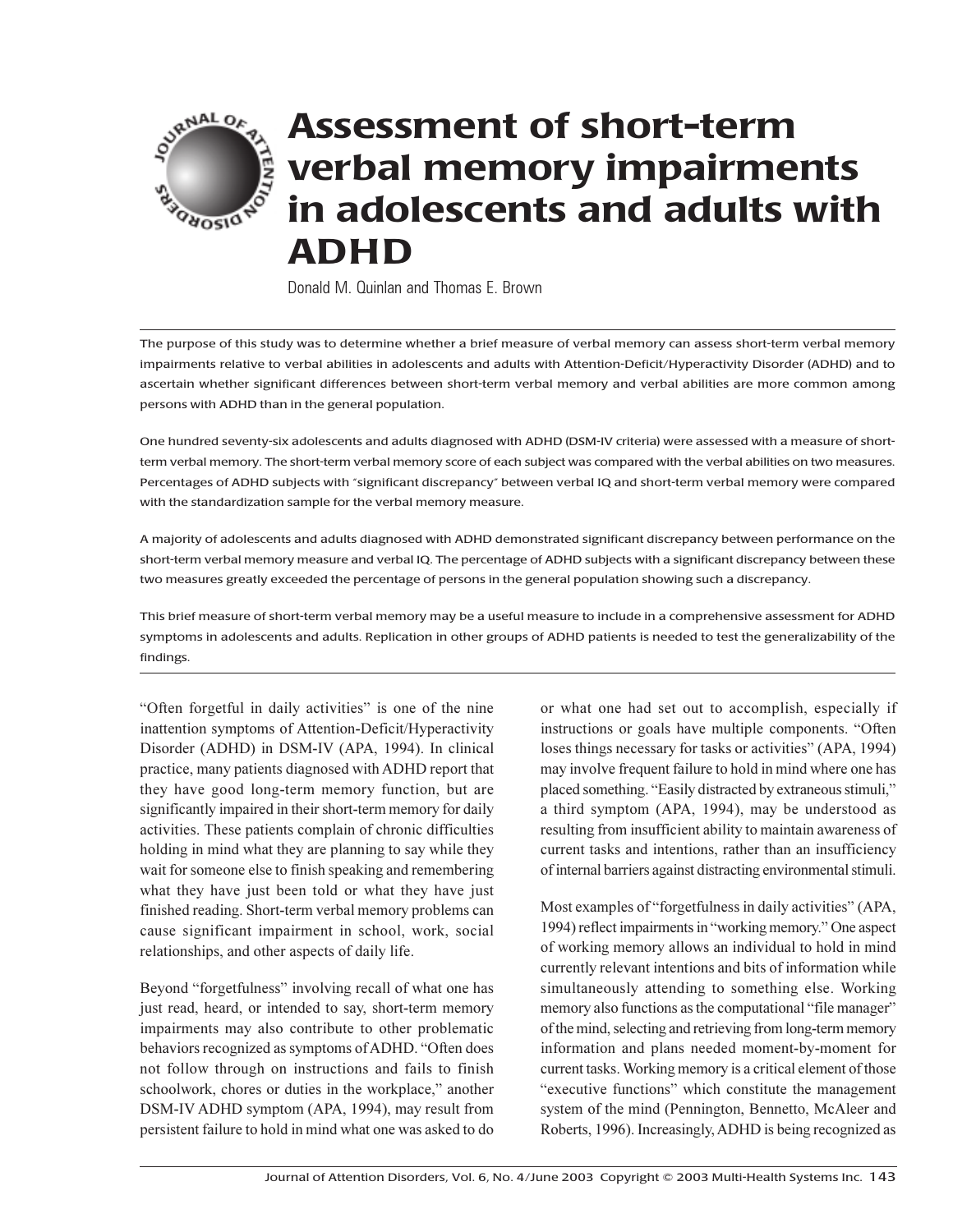# Assessment of short-term verbal memory impairments in adolescents and adults with ADHD

Donald M. Quinlan and Thomas E. Brown

The purpose of this study was to determine whether a brief measure of verbal memory can assess short-term verbal memory impairments relative to verbal abilities in adolescents and adults with Attention-Deficit/Hyperactivity Disorder (ADHD) and to ascertain whether significant differences between short-term verbal memory and verbal abilities are more common among persons with ADHD than in the general population.

One hundred seventy-six adolescents and adults diagnosed with ADHD (DSM-IV criteria) were assessed with a measure of short-term verbal memory. The short-term verbal memory score of each subject was compared with the verbal abilities on two measures. Percentages of ADHD subjects with "significant discrepancy" between verbal IQ and short-term verbal memory were compared with the standardization sample for the verbal memory measure.

A majority of adolescents and adults diagnosed with ADHD demonstrated significant discrepancy between performance on the short-term verbal memory measure and verbal IQ. The percentage of ADHD subjects with a significant discrepancy between these two measures greatly exceeded the percentage of persons in the general population showing such a discrepancy.

This brief measure of short-term verbal memory may be a useful measure to include in a comprehensive assessment for ADHD symptoms in adolescents and adults. Replication in other groups of ADHD patients is needed to test the generalizability of the findings.

"Often forgetful in daily activities" is one of the nine inattention symptoms of Attention-Deficit/Hyperactivity Disorder (ADHD) in DSM-IV (APA, 1994). In clinical practice, many patients diagnosed with ADHD report that they have good long-term memory function, but are significantly impaired in their short-term memory for daily activities. These patients complain of chronic difficulties holding in mind what they are planning to say while they wait for someone else to finish speaking and remembering what they have just been told or what they have just finished reading. Short-term verbal memory problems can cause significant impairment in school, work, social relationships, and other aspects of daily life.

Beyond "forgetfulness" involving recall of what one has just read, heard, or intended to say, short-term memory impairments may also contribute to other problematic behaviors recognized as symptoms of ADHD. "Often does not follow through on instructions and fails to finish schoolwork, chores or duties in the workplace," another DSM-IV ADHD symptom (APA, 1994), may result from persistent failure to hold in mind what one was asked to do or what one had set out to accomplish, especially if instructions or goals have multiple components. "Often loses things necessary for tasks or activities" (APA, 1994) may involve frequent failure to hold in mind where one has placed something. "Easily distracted by extraneous stimuli," a third symptom (APA, 1994), may be understood as resulting from insufficient ability to maintain awareness of current tasks and intentions, rather than an insufficiency of internal barriers against distracting environmental stimuli.

Most examples of "forgetfulness in daily activities" (APA, 1994) reflect impairments in "working memory." One aspect of working memory allows an individual to hold in mind currently relevant intentions and bits of information while simultaneously attending to something else. Working memory also functions as the computational "file manager" of the mind, selecting and retrieving from long-term memory information and plans needed moment-by-moment for current tasks. Working memory is a critical element of those "executive functions" which constitute the management system of the mind (Pennington, Bennetto, McAleer and Roberts, 1996). Increasingly, ADHD is being recognized as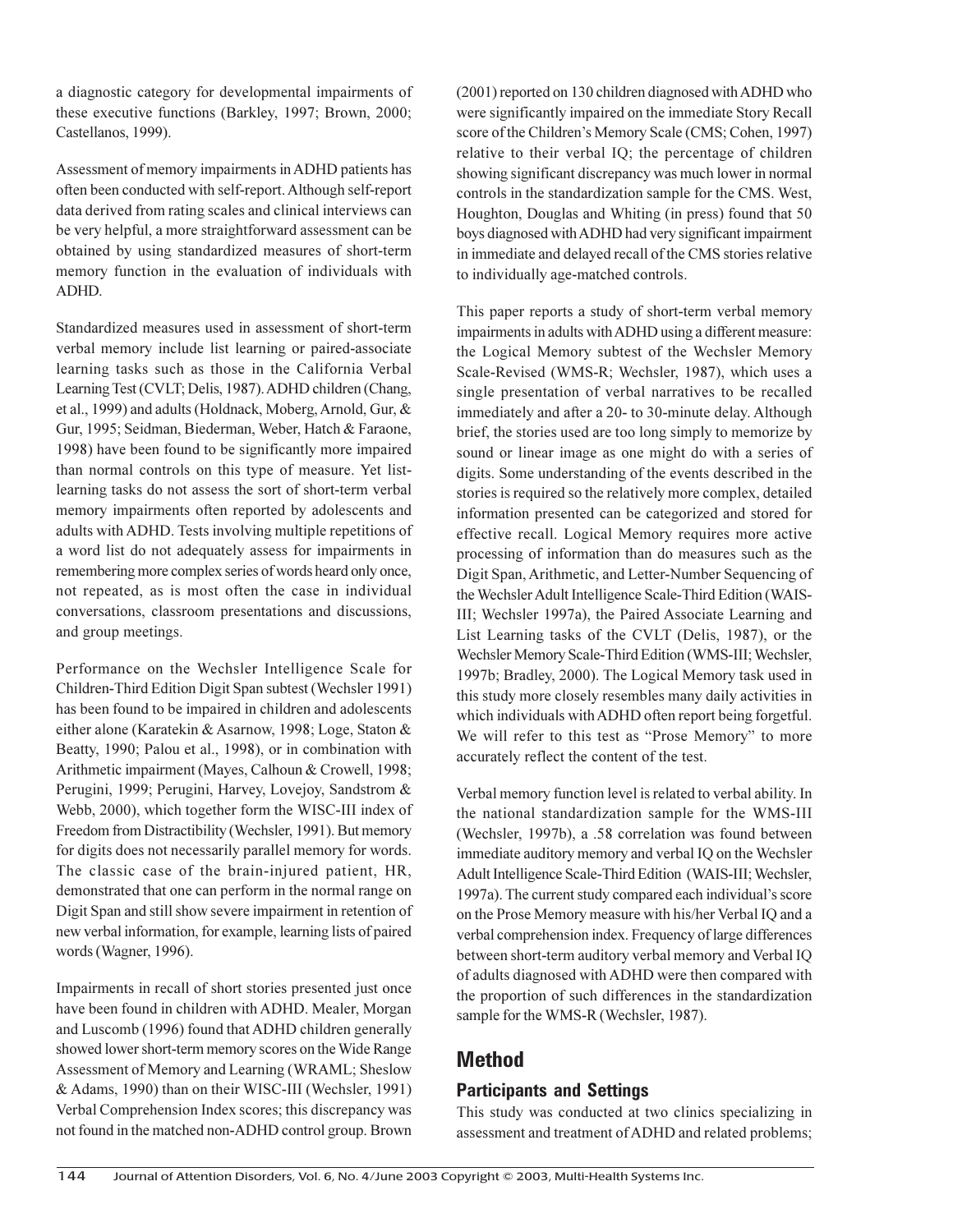a diagnostic category for developmental impairments of these executive functions (Barkley, 1997; Brown, 2000; Castellanos, 1999).

Assessment of memory impairments in ADHD patients has often been conducted with self-report. Although self-report data derived from rating scales and clinical interviews can be very helpful, a more straightforward assessment can be obtained by using standardized measures of short-term memory function in the evaluation of individuals with ADHD.

Standardized measures used in assessment of short-term verbal memory include list learning or paired-associate learning tasks such as those in the California Verbal Learning Test (CVLT; Delis, 1987). ADHD children (Chang, et al., 1999) and adults (Holdnack, Moberg, Arnold, Gur, & Gur, 1995; Seidman, Biederman, Weber, Hatch & Faraone, 1998) have been found to be significantly more impaired than normal controls on this type of measure. Yet list-learning tasks do not assess the sort of short-term verbal memory impairments often reported by adolescents and adults with ADHD. Tests involving multiple repetitions of a word list do not adequately assess for impairments in remembering more complex series of words heard only once, not repeated, as is most often the case in individual conversations, classroom presentations and discussions, and group meetings.

Performance on the Wechsler Intelligence Scale for Children-Third Edition Digit Span subtest (Wechsler 1991) has been found to be impaired in children and adolescents either alone (Karatekin & Asarnow, 1998; Loge, Staton & Beatty, 1990; Palou et al., 1998), or in combination with Arithmetic impairment (Mayes, Calhoun & Crowell, 1998; Perugini, 1999; Perugini, Harvey, Lovejoy, Sandstrom & Webb, 2000), which together form the WISC-III index of Freedom from Distractibility (Wechsler, 1991). But memory for digits does not necessarily parallel memory for words. The classic case of the brain-injured patient, HR, demonstrated that one can perform in the normal range on Digit Span and still show severe impairment in retention of new verbal information, for example, learning lists of paired words (Wagner, 1996).

Impairments in recall of short stories presented just once have been found in children with ADHD. Mealer, Morgan and Luscomb (1996) found that ADHD children generally showed lower short-term memory scores on the Wide Range Assessment of Memory and Learning (WRAML; Sheslow & Adams, 1990) than on their WISC-III (Wechsler, 1991) Verbal Comprehension Index scores; this discrepancy was not found in the matched non-ADHD control group. Brown (2001) reported on 130 children diagnosed with ADHD who were significantly impaired on the immediate Story Recall score of the Children's Memory Scale (CMS; Cohen, 1997) relative to their verbal IQ; the percentage of children showing significant discrepancy was much lower in normal controls in the standardization sample for the CMS. West, Houghton, Douglas and Whiting (in press) found that 50 boys diagnosed with ADHD had very significant impairment in immediate and delayed recall of the CMS stories relative to individually age-matched controls.

This paper reports a study of short-term verbal memory impairments in adults with ADHD using a different measure: the Logical Memory subtest of the Wechsler Memory Scale-Revised (WMS-R; Wechsler, 1987), which uses a single presentation of verbal narratives to be recalled immediately and after a 20- to 30-minute delay. Although brief, the stories used are too long simply to memorize by sound or linear image as one might do with a series of digits. Some understanding of the events described in the stories is required so the relatively more complex, detailed information presented can be categorized and stored for effective recall. Logical Memory requires more active processing of information than do measures such as the Digit Span, Arithmetic, and Letter-Number Sequencing of the Wechsler Adult Intelligence Scale-Third Edition (WAIS-III; Wechsler 1997a), the Paired Associate Learning and List Learning tasks of the CVLT (Delis, 1987), or the Wechsler Memory Scale-Third Edition (WMS-III; Wechsler, 1997b; Bradley, 2000). The Logical Memory task used in this study more closely resembles many daily activities in which individuals with ADHD often report being forgetful. We will refer to this test as "Prose Memory" to more accurately reflect the content of the test.

Verbal memory function level is related to verbal ability. In the national standardization sample for the WMS-III (Wechsler, 1997b), a .58 correlation was found between immediate auditory memory and verbal IQ on the Wechsler Adult Intelligence Scale-Third Edition (WAIS-III; Wechsler, 1997a). The current study compared each individual's score on the Prose Memory measure with his/her Verbal IQ and a verbal comprehension index. Frequency of large differences between short-term auditory verbal memory and Verbal IQ of adults diagnosed with ADHD were then compared with the proportion of such differences in the standardization sample for the WMS-R (Wechsler, 1987).

## Method

### Participants and Settings

This study was conducted at two clinics specializing in assessment and treatment of ADHD and related problems;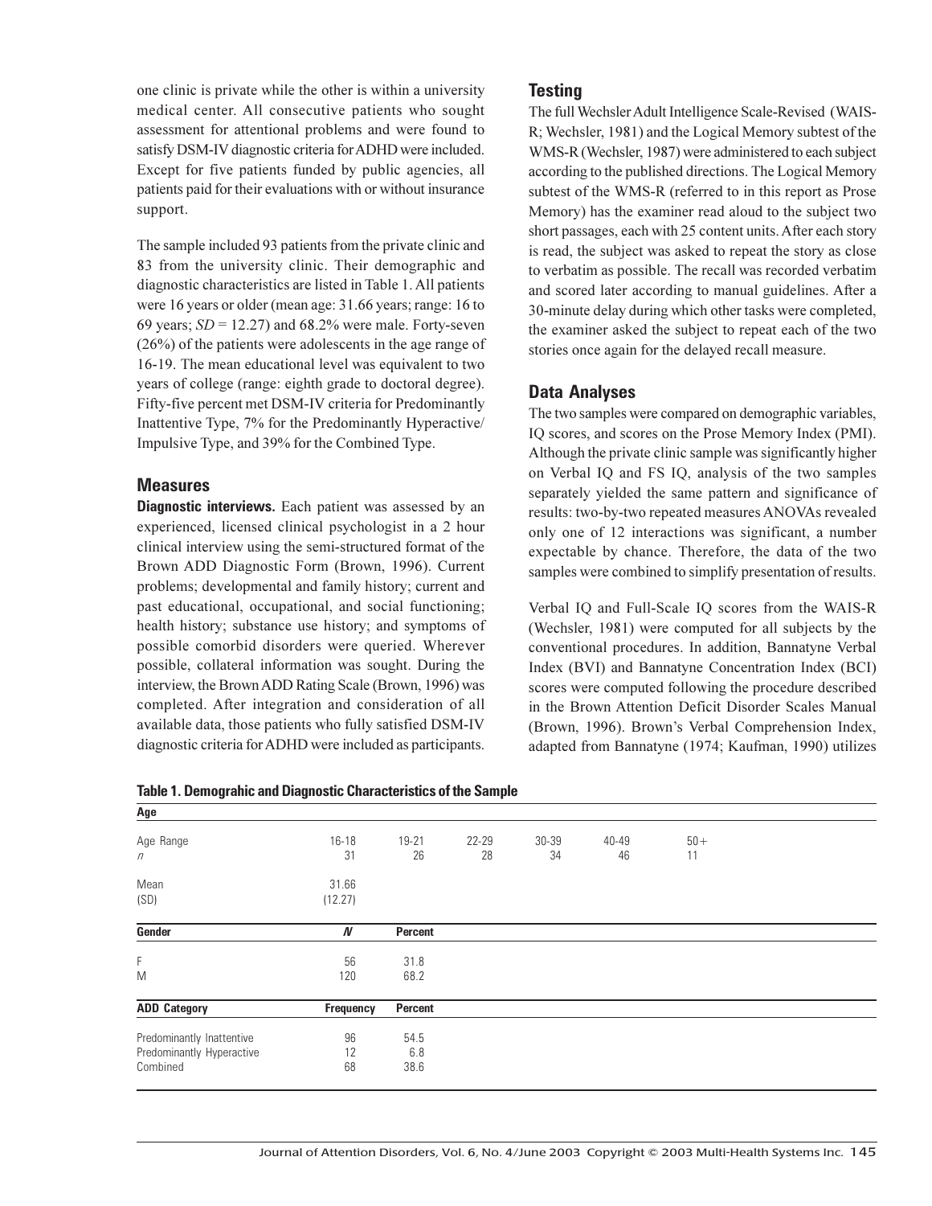one clinic is private while the other is within a university medical center. All consecutive patients who sought assessment for attentional problems and were found to satisfy DSM-IV diagnostic criteria for ADHD were included. Except for five patients funded by public agencies, all patients paid for their evaluations with or without insurance support.

The sample included 93 patients from the private clinic and 83 from the university clinic. Their demographic and diagnostic characteristics are listed in Table 1. All patients were 16 years or older (mean age: 31.66 years; range: 16 to 69 years; *SD* = 12.27) and 68.2% were male. Forty-seven (26%) of the patients were adolescents in the age range of 16-19. The mean educational level was equivalent to two years of college (range: eighth grade to doctoral degree). Fifty-five percent met DSM-IV criteria for Predominantly Inattentive Type, 7% for the Predominantly Hyperactive/Impulsive Type, and 39% for the Combined Type.

## Measures

**Diagnostic interviews.** Each patient was assessed by an experienced, licensed clinical psychologist in a 2 hour clinical interview using the semi-structured format of the Brown ADD Diagnostic Form (Brown, 1996). Current problems; developmental and family history; current and past educational, occupational, and social functioning; health history; substance use history; and symptoms of possible comorbid disorders were queried. Wherever possible, collateral information was sought. During the interview, the Brown ADD Rating Scale (Brown, 1996) was completed. After integration and consideration of all available data, those patients who fully satisfied DSM-IV diagnostic criteria for ADHD were included as participants.

## Testing

The full Wechsler Adult Intelligence Scale-Revised (WAIS-R; Wechsler, 1981) and the Logical Memory subtest of the WMS-R (Wechsler, 1987) were administered to each subject according to the published directions. The Logical Memory subtest of the WMS-R (referred to in this report as Prose Memory) has the examiner read aloud to the subject two short passages, each with 25 content units. After each story is read, the subject was asked to repeat the story as close to verbatim as possible. The recall was recorded verbatim and scored later according to manual guidelines. After a 30-minute delay during which other tasks were completed, the examiner asked the subject to repeat each of the two stories once again for the delayed recall measure.

## Data Analyses

The two samples were compared on demographic variables, IQ scores, and scores on the Prose Memory Index (PMI). Although the private clinic sample was significantly higher on Verbal IQ and FS IQ, analysis of the two samples separately yielded the same pattern and significance of results: two-by-two repeated measures ANOVAs revealed only one of 12 interactions was significant, a number expectable by chance. Therefore, the data of the two samples were combined to simplify presentation of results.

Verbal IQ and Full-Scale IQ scores from the WAIS-R (Wechsler, 1981) were computed for all subjects by the conventional procedures. In addition, Bannatyne Verbal Index (BVI) and Bannatyne Concentration Index (BCI) scores were computed following the procedure described in the Brown Attention Deficit Disorder Scales Manual (Brown, 1996). Brown's Verbal Comprehension Index, adapted from Bannatyne (1974; Kaufman, 1990) utilizes

**Table 1. Demograhic and Diagnostic Characteristics of the Sample**

| **Age** | | | | | | |
|---|---|---|---|---|---|---|
| Age Range | 16-18 | 19-21 | 22-29 | 30-39 | 40-49 | 50+ |
| *n* | 31 | 26 | 28 | 34 | 46 | 11 |
| Mean | 31.66 | | | | | |
| (SD) | (12.27) | | | | | |
| **Gender** | ***N*** | **Percent** | | | | |
| F | 56 | 31.8 | | | | |
| M | 120 | 68.2 | | | | |
| **ADD Category** | **Frequency** | **Percent** | | | | |
| Predominantly Inattentive | 96 | 54.5 | | | | |
| Predominantly Hyperactive | 12 | 6.8 | | | | |
| Combined | 68 | 38.6 | | | | |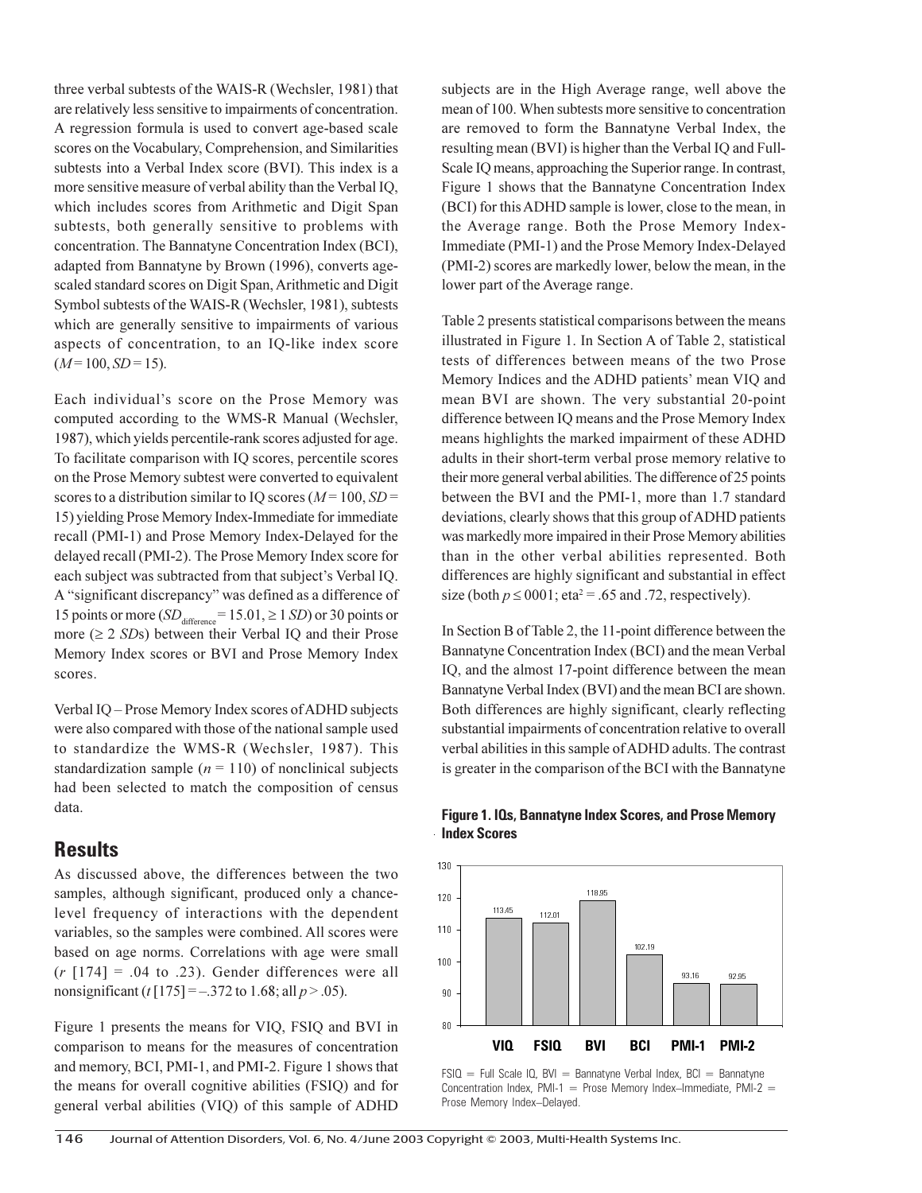three verbal subtests of the WAIS-R (Wechsler, 1981) that are relatively less sensitive to impairments of concentration. A regression formula is used to convert age-based scale scores on the Vocabulary, Comprehension, and Similarities subtests into a Verbal Index score (BVI). This index is a more sensitive measure of verbal ability than the Verbal IQ, which includes scores from Arithmetic and Digit Span subtests, both generally sensitive to problems with concentration. The Bannatyne Concentration Index (BCI), adapted from Bannatyne by Brown (1996), converts age-scaled standard scores on Digit Span, Arithmetic and Digit Symbol subtests of the WAIS-R (Wechsler, 1981), subtests which are generally sensitive to impairments of various aspects of concentration, to an IQ-like index score ($M = 100$, $SD = 15$).

Each individual's score on the Prose Memory was computed according to the WMS-R Manual (Wechsler, 1987), which yields percentile-rank scores adjusted for age. To facilitate comparison with IQ scores, percentile scores on the Prose Memory subtest were converted to equivalent scores to a distribution similar to IQ scores ($M = 100$, $SD = 15$) yielding Prose Memory Index-Immediate for immediate recall (PMI-1) and Prose Memory Index-Delayed for the delayed recall (PMI-2). The Prose Memory Index score for each subject was subtracted from that subject's Verbal IQ. A "significant discrepancy" was defined as a difference of 15 points or more ($SD_{difference} = 15.01$, $\geq 1$ $SD$) or 30 points or more ($\geq 2$ $SD$s) between their Verbal IQ and their Prose Memory Index scores or BVI and Prose Memory Index scores.

Verbal IQ – Prose Memory Index scores of ADHD subjects were also compared with those of the national sample used to standardize the WMS-R (Wechsler, 1987). This standardization sample ($n = 110$) of nonclinical subjects had been selected to match the composition of census data.

## Results

As discussed above, the differences between the two samples, although significant, produced only a chance-level frequency of interactions with the dependent variables, so the samples were combined. All scores were based on age norms. Correlations with age were small ($r$ [174] = .04 to .23). Gender differences were all nonsignificant ($t$ [175] = –.372 to 1.68; all $p > .05$).

Figure 1 presents the means for VIQ, FSIQ and BVI in comparison to means for the measures of concentration and memory, BCI, PMI-1, and PMI-2. Figure 1 shows that the means for overall cognitive abilities (FSIQ) and for general verbal abilities (VIQ) of this sample of ADHD subjects are in the High Average range, well above the mean of 100. When subtests more sensitive to concentration are removed to form the Bannatyne Verbal Index, the resulting mean (BVI) is higher than the Verbal IQ and Full-Scale IQ means, approaching the Superior range. In contrast, Figure 1 shows that the Bannatyne Concentration Index (BCI) for this ADHD sample is lower, close to the mean, in the Average range. Both the Prose Memory Index-Immediate (PMI-1) and the Prose Memory Index-Delayed (PMI-2) scores are markedly lower, below the mean, in the lower part of the Average range.

Table 2 presents statistical comparisons between the means illustrated in Figure 1. In Section A of Table 2, statistical tests of differences between means of the two Prose Memory Indices and the ADHD patients' mean VIQ and mean BVI are shown. The very substantial 20-point difference between IQ means and the Prose Memory Index means highlights the marked impairment of these ADHD adults in their short-term verbal prose memory relative to their more general verbal abilities. The difference of 25 points between the BVI and the PMI-1, more than 1.7 standard deviations, clearly shows that this group of ADHD patients was markedly more impaired in their Prose Memory abilities than in the other verbal abilities represented. Both differences are highly significant and substantial in effect size (both $p \leq 0001$; eta$^2$ = .65 and .72, respectively).

In Section B of Table 2, the 11-point difference between the Bannatyne Concentration Index (BCI) and the mean Verbal IQ, and the almost 17-point difference between the mean Bannatyne Verbal Index (BVI) and the mean BCI are shown. Both differences are highly significant, clearly reflecting substantial impairments of concentration relative to overall verbal abilities in this sample of ADHD adults. The contrast is greater in the comparison of the BCI with the Bannatyne

**Figure 1. IQs, Bannatyne Index Scores, and Prose Memory Index Scores**

| Measure | Mean |
|---|---|
| VIQ | 113.45 |
| FSIQ | 112.01 |
| BVI | 118.95 |
| BCI | 102.19 |
| PMI-1 | 93.16 |
| PMI-2 | 92.95 |

FSIQ = Full Scale IQ, BVI = Bannatyne Verbal Index, BCI = Bannatyne Concentration Index, PMI-1 = Prose Memory Index–Immediate, PMI-2 = Prose Memory Index–Delayed.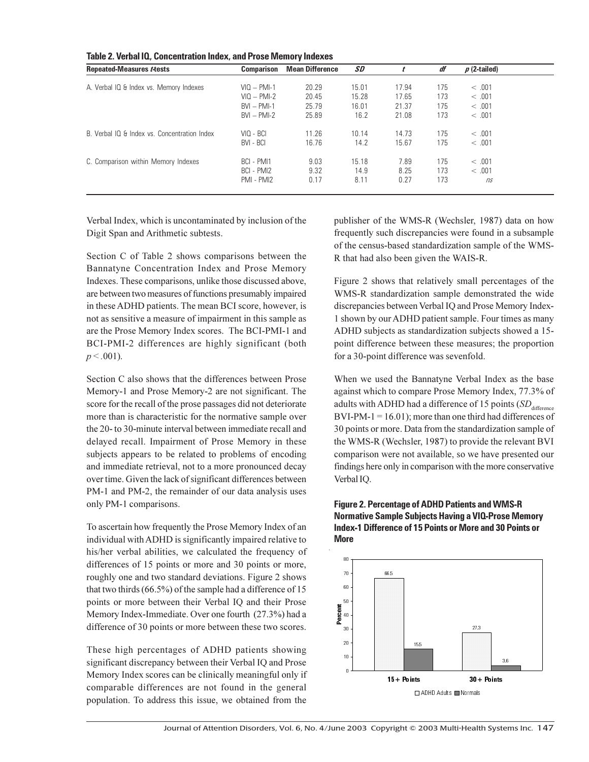**Table 2. Verbal IQ, Concentration Index, and Prose Memory Indexes**

| Repeated-Measures *t*-tests | Comparison | Mean Difference | *SD* | *t* | *df* | *p* (2-tailed) |
|---|---|---|---|---|---|---|
| A. Verbal IQ & Index vs. Memory Indexes | VIQ – PMI-1 | 20.29 | 15.01 | 17.94 | 175 | < .001 |
| | VIQ – PMI-2 | 20.45 | 15.28 | 17.65 | 173 | < .001 |
| | BVI – PMI-1 | 25.79 | 16.01 | 21.37 | 175 | < .001 |
| | BVI – PMI-2 | 25.89 | 16.2 | 21.08 | 173 | < .001 |
| B. Verbal IQ & Index vs. Concentration Index | VIQ - BCI | 11.26 | 10.14 | 14.73 | 175 | < .001 |
| | BVI - BCI | 16.76 | 14.2 | 15.67 | 175 | < .001 |
| C. Comparison within Memory Indexes | BCI - PMI1 | 9.03 | 15.18 | 7.89 | 175 | < .001 |
| | BCI - PMI2 | 9.32 | 14.9 | 8.25 | 173 | < .001 |
| | PMI - PMI2 | 0.17 | 8.11 | 0.27 | 173 | *ns* |

Verbal Index, which is uncontaminated by inclusion of the Digit Span and Arithmetic subtests.

Section C of Table 2 shows comparisons between the Bannatyne Concentration Index and Prose Memory Indexes. These comparisons, unlike those discussed above, are between two measures of functions presumably impaired in these ADHD patients. The mean BCI score, however, is not as sensitive a measure of impairment in this sample as are the Prose Memory Index scores. The BCI-PMI-1 and BCI-PMI-2 differences are highly significant (both $p < .001$).

Section C also shows that the differences between Prose Memory-1 and Prose Memory-2 are not significant. The score for the recall of the prose passages did not deteriorate more than is characteristic for the normative sample over the 20- to 30-minute interval between immediate recall and delayed recall. Impairment of Prose Memory in these subjects appears to be related to problems of encoding and immediate retrieval, not to a more pronounced decay over time. Given the lack of significant differences between PM-1 and PM-2, the remainder of our data analysis uses only PM-1 comparisons.

To ascertain how frequently the Prose Memory Index of an individual with ADHD is significantly impaired relative to his/her verbal abilities, we calculated the frequency of differences of 15 points or more and 30 points or more, roughly one and two standard deviations. Figure 2 shows that two thirds (66.5%) of the sample had a difference of 15 points or more between their Verbal IQ and their Prose Memory Index-Immediate. Over one fourth (27.3%) had a difference of 30 points or more between these two scores.

These high percentages of ADHD patients showing significant discrepancy between their Verbal IQ and Prose Memory Index scores can be clinically meaningful only if comparable differences are not found in the general population. To address this issue, we obtained from the publisher of the WMS-R (Wechsler, 1987) data on how frequently such discrepancies were found in a subsample of the census-based standardization sample of the WMS-R that had also been given the WAIS-R.

Figure 2 shows that relatively small percentages of the WMS-R standardization sample demonstrated the wide discrepancies between Verbal IQ and Prose Memory Index-1 shown by our ADHD patient sample. Four times as many ADHD subjects as standardization subjects showed a 15-point difference between these measures; the proportion for a 30-point difference was sevenfold.

When we used the Bannatyne Verbal Index as the base against which to compare Prose Memory Index, 77.3% of adults with ADHD had a difference of 15 points ($SD_{\text{difference}}$ BVI-PM-1 = 16.01); more than one third had differences of 30 points or more. Data from the standardization sample of the WMS-R (Wechsler, 1987) to provide the relevant BVI comparison were not available, so we have presented our findings here only in comparison with the more conservative Verbal IQ.

**Figure 2. Percentage of ADHD Patients and WMS-R Normative Sample Subjects Having a VIQ-Prose Memory Index-1 Difference of 15 Points or More and 30 Points or More**

| | ADHD Adults | Normals |
|---|---|---|
| 15+ Points | 66.5 | 15.5 |
| 30+ Points | 27.3 | 3.6 |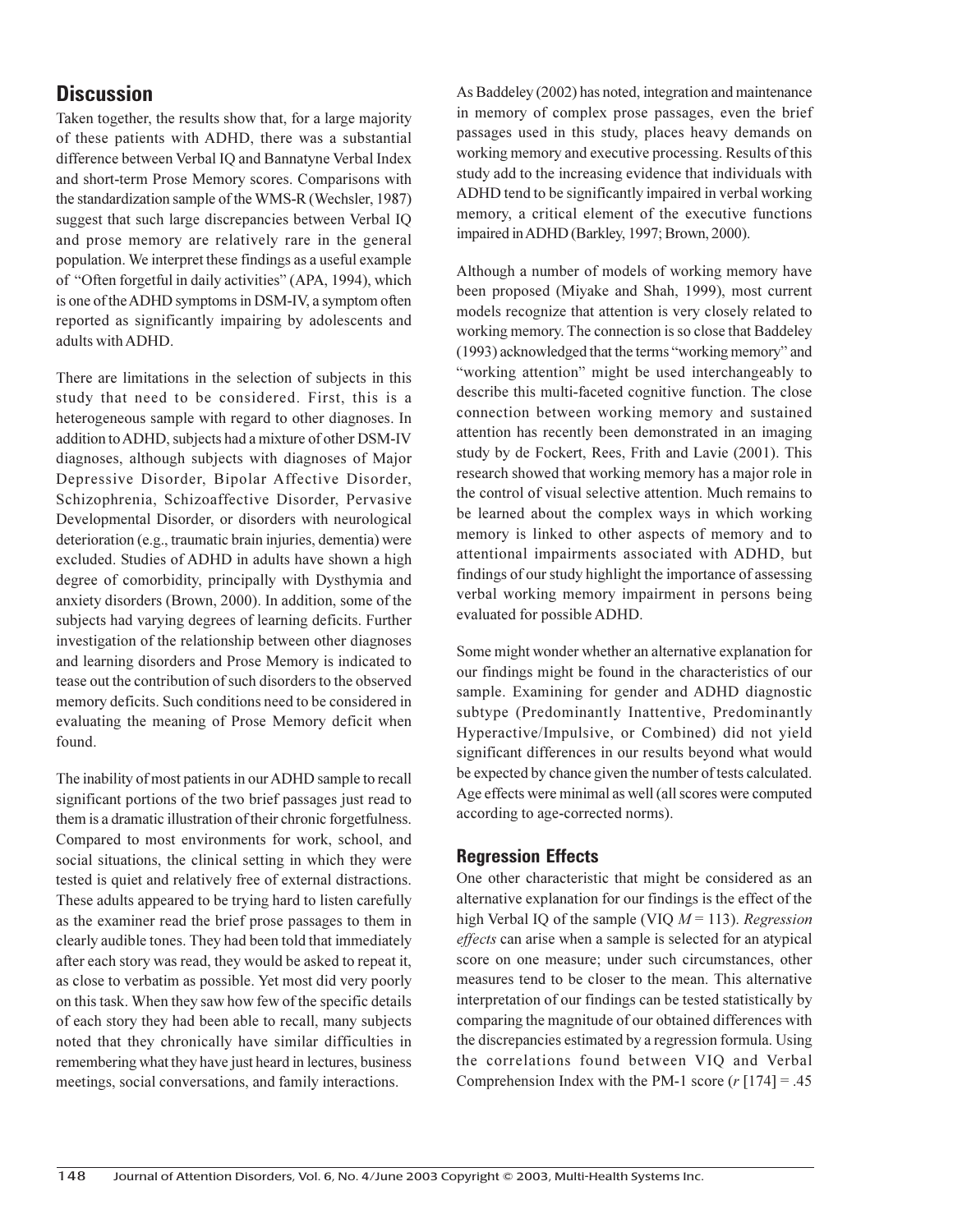## Discussion

Taken together, the results show that, for a large majority of these patients with ADHD, there was a substantial difference between Verbal IQ and Bannatyne Verbal Index and short-term Prose Memory scores. Comparisons with the standardization sample of the WMS-R (Wechsler, 1987) suggest that such large discrepancies between Verbal IQ and prose memory are relatively rare in the general population. We interpret these findings as a useful example of "Often forgetful in daily activities" (APA, 1994), which is one of the ADHD symptoms in DSM-IV, a symptom often reported as significantly impairing by adolescents and adults with ADHD.

There are limitations in the selection of subjects in this study that need to be considered. First, this is a heterogeneous sample with regard to other diagnoses. In addition to ADHD, subjects had a mixture of other DSM-IV diagnoses, although subjects with diagnoses of Major Depressive Disorder, Bipolar Affective Disorder, Schizophrenia, Schizoaffective Disorder, Pervasive Developmental Disorder, or disorders with neurological deterioration (e.g., traumatic brain injuries, dementia) were excluded. Studies of ADHD in adults have shown a high degree of comorbidity, principally with Dysthymia and anxiety disorders (Brown, 2000). In addition, some of the subjects had varying degrees of learning deficits. Further investigation of the relationship between other diagnoses and learning disorders and Prose Memory is indicated to tease out the contribution of such disorders to the observed memory deficits. Such conditions need to be considered in evaluating the meaning of Prose Memory deficit when found.

The inability of most patients in our ADHD sample to recall significant portions of the two brief passages just read to them is a dramatic illustration of their chronic forgetfulness. Compared to most environments for work, school, and social situations, the clinical setting in which they were tested is quiet and relatively free of external distractions. These adults appeared to be trying hard to listen carefully as the examiner read the brief prose passages to them in clearly audible tones. They had been told that immediately after each story was read, they would be asked to repeat it, as close to verbatim as possible. Yet most did very poorly on this task. When they saw how few of the specific details of each story they had been able to recall, many subjects noted that they chronically have similar difficulties in remembering what they have just heard in lectures, business meetings, social conversations, and family interactions.

As Baddeley (2002) has noted, integration and maintenance in memory of complex prose passages, even the brief passages used in this study, places heavy demands on working memory and executive processing. Results of this study add to the increasing evidence that individuals with ADHD tend to be significantly impaired in verbal working memory, a critical element of the executive functions impaired in ADHD (Barkley, 1997; Brown, 2000).

Although a number of models of working memory have been proposed (Miyake and Shah, 1999), most current models recognize that attention is very closely related to working memory. The connection is so close that Baddeley (1993) acknowledged that the terms "working memory" and "working attention" might be used interchangeably to describe this multi-faceted cognitive function. The close connection between working memory and sustained attention has recently been demonstrated in an imaging study by de Fockert, Rees, Frith and Lavie (2001). This research showed that working memory has a major role in the control of visual selective attention. Much remains to be learned about the complex ways in which working memory is linked to other aspects of memory and to attentional impairments associated with ADHD, but findings of our study highlight the importance of assessing verbal working memory impairment in persons being evaluated for possible ADHD.

Some might wonder whether an alternative explanation for our findings might be found in the characteristics of our sample. Examining for gender and ADHD diagnostic subtype (Predominantly Inattentive, Predominantly Hyperactive/Impulsive, or Combined) did not yield significant differences in our results beyond what would be expected by chance given the number of tests calculated. Age effects were minimal as well (all scores were computed according to age-corrected norms).

### Regression Effects

One other characteristic that might be considered as an alternative explanation for our findings is the effect of the high Verbal IQ of the sample (VIQ $M = 113$). *Regression effects* can arise when a sample is selected for an atypical score on one measure; under such circumstances, other measures tend to be closer to the mean. This alternative interpretation of our findings can be tested statistically by comparing the magnitude of our obtained differences with the discrepancies estimated by a regression formula. Using the correlations found between VIQ and Verbal Comprehension Index with the PM-1 score ($r\,[174] = .45$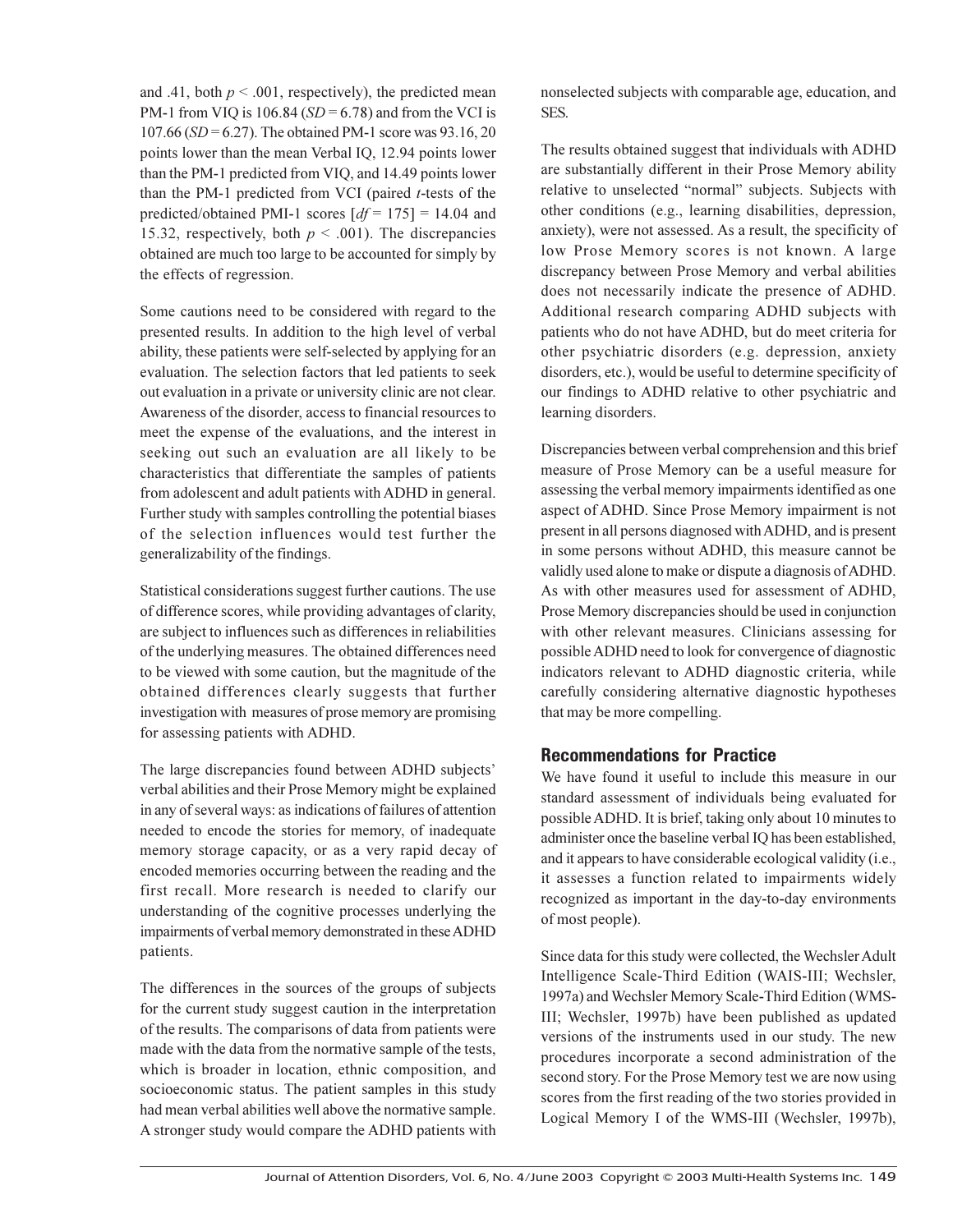and .41, both $p < .001$, respectively), the predicted mean PM-1 from VIQ is 106.84 ($SD = 6.78$) and from the VCI is 107.66 ($SD = 6.27$). The obtained PM-1 score was 93.16, 20 points lower than the mean Verbal IQ, 12.94 points lower than the PM-1 predicted from VIQ, and 14.49 points lower than the PM-1 predicted from VCI (paired $t$-tests of the predicted/obtained PMI-1 scores [$df = 175$] = 14.04 and 15.32, respectively, both $p < .001$). The discrepancies obtained are much too large to be accounted for simply by the effects of regression.

Some cautions need to be considered with regard to the presented results. In addition to the high level of verbal ability, these patients were self-selected by applying for an evaluation. The selection factors that led patients to seek out evaluation in a private or university clinic are not clear. Awareness of the disorder, access to financial resources to meet the expense of the evaluations, and the interest in seeking out such an evaluation are all likely to be characteristics that differentiate the samples of patients from adolescent and adult patients with ADHD in general. Further study with samples controlling the potential biases of the selection influences would test further the generalizability of the findings.

Statistical considerations suggest further cautions. The use of difference scores, while providing advantages of clarity, are subject to influences such as differences in reliabilities of the underlying measures. The obtained differences need to be viewed with some caution, but the magnitude of the obtained differences clearly suggests that further investigation with measures of prose memory are promising for assessing patients with ADHD.

The large discrepancies found between ADHD subjects' verbal abilities and their Prose Memory might be explained in any of several ways: as indications of failures of attention needed to encode the stories for memory, of inadequate memory storage capacity, or as a very rapid decay of encoded memories occurring between the reading and the first recall. More research is needed to clarify our understanding of the cognitive processes underlying the impairments of verbal memory demonstrated in these ADHD patients.

The differences in the sources of the groups of subjects for the current study suggest caution in the interpretation of the results. The comparisons of data from patients were made with the data from the normative sample of the tests, which is broader in location, ethnic composition, and socioeconomic status. The patient samples in this study had mean verbal abilities well above the normative sample. A stronger study would compare the ADHD patients with nonselected subjects with comparable age, education, and SES.

The results obtained suggest that individuals with ADHD are substantially different in their Prose Memory ability relative to unselected "normal" subjects. Subjects with other conditions (e.g., learning disabilities, depression, anxiety), were not assessed. As a result, the specificity of low Prose Memory scores is not known. A large discrepancy between Prose Memory and verbal abilities does not necessarily indicate the presence of ADHD. Additional research comparing ADHD subjects with patients who do not have ADHD, but do meet criteria for other psychiatric disorders (e.g. depression, anxiety disorders, etc.), would be useful to determine specificity of our findings to ADHD relative to other psychiatric and learning disorders.

Discrepancies between verbal comprehension and this brief measure of Prose Memory can be a useful measure for assessing the verbal memory impairments identified as one aspect of ADHD. Since Prose Memory impairment is not present in all persons diagnosed with ADHD, and is present in some persons without ADHD, this measure cannot be validly used alone to make or dispute a diagnosis of ADHD. As with other measures used for assessment of ADHD, Prose Memory discrepancies should be used in conjunction with other relevant measures. Clinicians assessing for possible ADHD need to look for convergence of diagnostic indicators relevant to ADHD diagnostic criteria, while carefully considering alternative diagnostic hypotheses that may be more compelling.

## Recommendations for Practice

We have found it useful to include this measure in our standard assessment of individuals being evaluated for possible ADHD. It is brief, taking only about 10 minutes to administer once the baseline verbal IQ has been established, and it appears to have considerable ecological validity (i.e., it assesses a function related to impairments widely recognized as important in the day-to-day environments of most people).

Since data for this study were collected, the Wechsler Adult Intelligence Scale-Third Edition (WAIS-III; Wechsler, 1997a) and Wechsler Memory Scale-Third Edition (WMS-III; Wechsler, 1997b) have been published as updated versions of the instruments used in our study. The new procedures incorporate a second administration of the second story. For the Prose Memory test we are now using scores from the first reading of the two stories provided in Logical Memory I of the WMS-III (Wechsler, 1997b),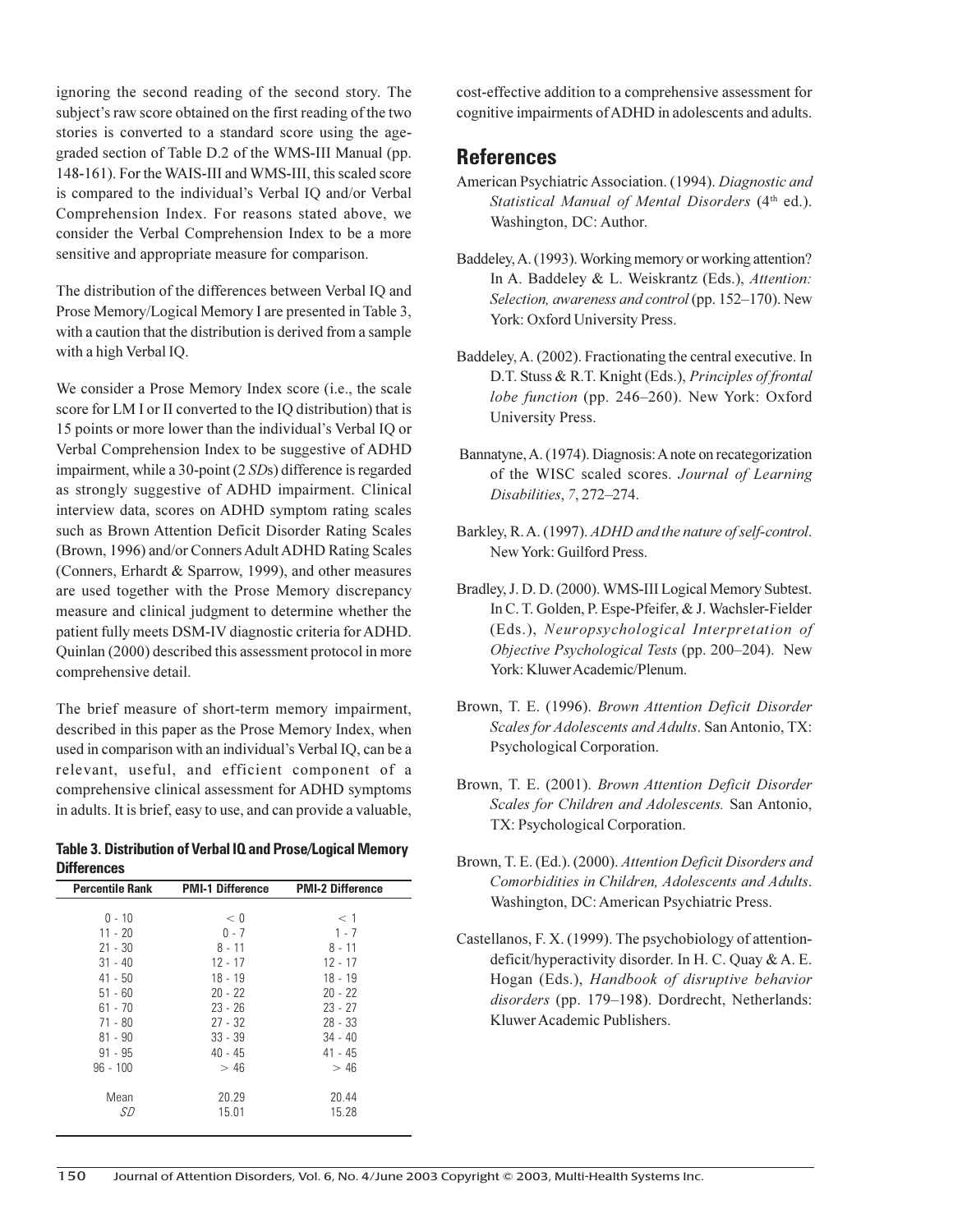ignoring the second reading of the second story. The subject's raw score obtained on the first reading of the two stories is converted to a standard score using the age-graded section of Table D.2 of the WMS-III Manual (pp. 148-161). For the WAIS-III and WMS-III, this scaled score is compared to the individual's Verbal IQ and/or Verbal Comprehension Index. For reasons stated above, we consider the Verbal Comprehension Index to be a more sensitive and appropriate measure for comparison.

The distribution of the differences between Verbal IQ and Prose Memory/Logical Memory I are presented in Table 3, with a caution that the distribution is derived from a sample with a high Verbal IQ.

We consider a Prose Memory Index score (i.e., the scale score for LM I or II converted to the IQ distribution) that is 15 points or more lower than the individual's Verbal IQ or Verbal Comprehension Index to be suggestive of ADHD impairment, while a 30-point (2 *SD*s) difference is regarded as strongly suggestive of ADHD impairment. Clinical interview data, scores on ADHD symptom rating scales such as Brown Attention Deficit Disorder Rating Scales (Brown, 1996) and/or Conners Adult ADHD Rating Scales (Conners, Erhardt & Sparrow, 1999), and other measures are used together with the Prose Memory discrepancy measure and clinical judgment to determine whether the patient fully meets DSM-IV diagnostic criteria for ADHD. Quinlan (2000) described this assessment protocol in more comprehensive detail.

The brief measure of short-term memory impairment, described in this paper as the Prose Memory Index, when used in comparison with an individual's Verbal IQ, can be a relevant, useful, and efficient component of a comprehensive clinical assessment for ADHD symptoms in adults. It is brief, easy to use, and can provide a valuable, cost-effective addition to a comprehensive assessment for cognitive impairments of ADHD in adolescents and adults.

**Table 3. Distribution of Verbal IQ and Prose/Logical Memory Differences**

| Percentile Rank | PMI-1 Difference | PMI-2 Difference |
|---|---|---|
| 0 - 10 | < 0 | < 1 |
| 11 - 20 | 0 - 7 | 1 - 7 |
| 21 - 30 | 8 - 11 | 8 - 11 |
| 31 - 40 | 12 - 17 | 12 - 17 |
| 41 - 50 | 18 - 19 | 18 - 19 |
| 51 - 60 | 20 - 22 | 20 - 22 |
| 61 - 70 | 23 - 26 | 23 - 27 |
| 71 - 80 | 27 - 32 | 28 - 33 |
| 81 - 90 | 33 - 39 | 34 - 40 |
| 91 - 95 | 40 - 45 | 41 - 45 |
| 96 - 100 | > 46 | > 46 |
| Mean | 20.29 | 20.44 |
| *SD* | 15.01 | 15.28 |

## References

American Psychiatric Association. (1994). *Diagnostic and Statistical Manual of Mental Disorders* (4th ed.). Washington, DC: Author.

Baddeley, A. (1993). Working memory or working attention? In A. Baddeley & L. Weiskrantz (Eds.), *Attention: Selection, awareness and control* (pp. 152–170). New York: Oxford University Press.

Baddeley, A. (2002). Fractionating the central executive. In D.T. Stuss & R.T. Knight (Eds.), *Principles of frontal lobe function* (pp. 246–260). New York: Oxford University Press.

Bannatyne, A. (1974). Diagnosis: A note on recategorization of the WISC scaled scores. *Journal of Learning Disabilities*, *7*, 272–274.

Barkley, R. A. (1997). *ADHD and the nature of self-control*. New York: Guilford Press.

Bradley, J. D. D. (2000). WMS-III Logical Memory Subtest. In C. T. Golden, P. Espe-Pfeifer, & J. Wachsler-Fielder (Eds.), *Neuropsychological Interpretation of Objective Psychological Tests* (pp. 200–204). New York: Kluwer Academic/Plenum.

Brown, T. E. (1996). *Brown Attention Deficit Disorder Scales for Adolescents and Adults*. San Antonio, TX: Psychological Corporation.

Brown, T. E. (2001). *Brown Attention Deficit Disorder Scales for Children and Adolescents.* San Antonio, TX: Psychological Corporation.

Brown, T. E. (Ed.). (2000). *Attention Deficit Disorders and Comorbidities in Children, Adolescents and Adults*. Washington, DC: American Psychiatric Press.

Castellanos, F. X. (1999). The psychobiology of attention-deficit/hyperactivity disorder. In H. C. Quay & A. E. Hogan (Eds.), *Handbook of disruptive behavior disorders* (pp. 179–198). Dordrecht, Netherlands: Kluwer Academic Publishers.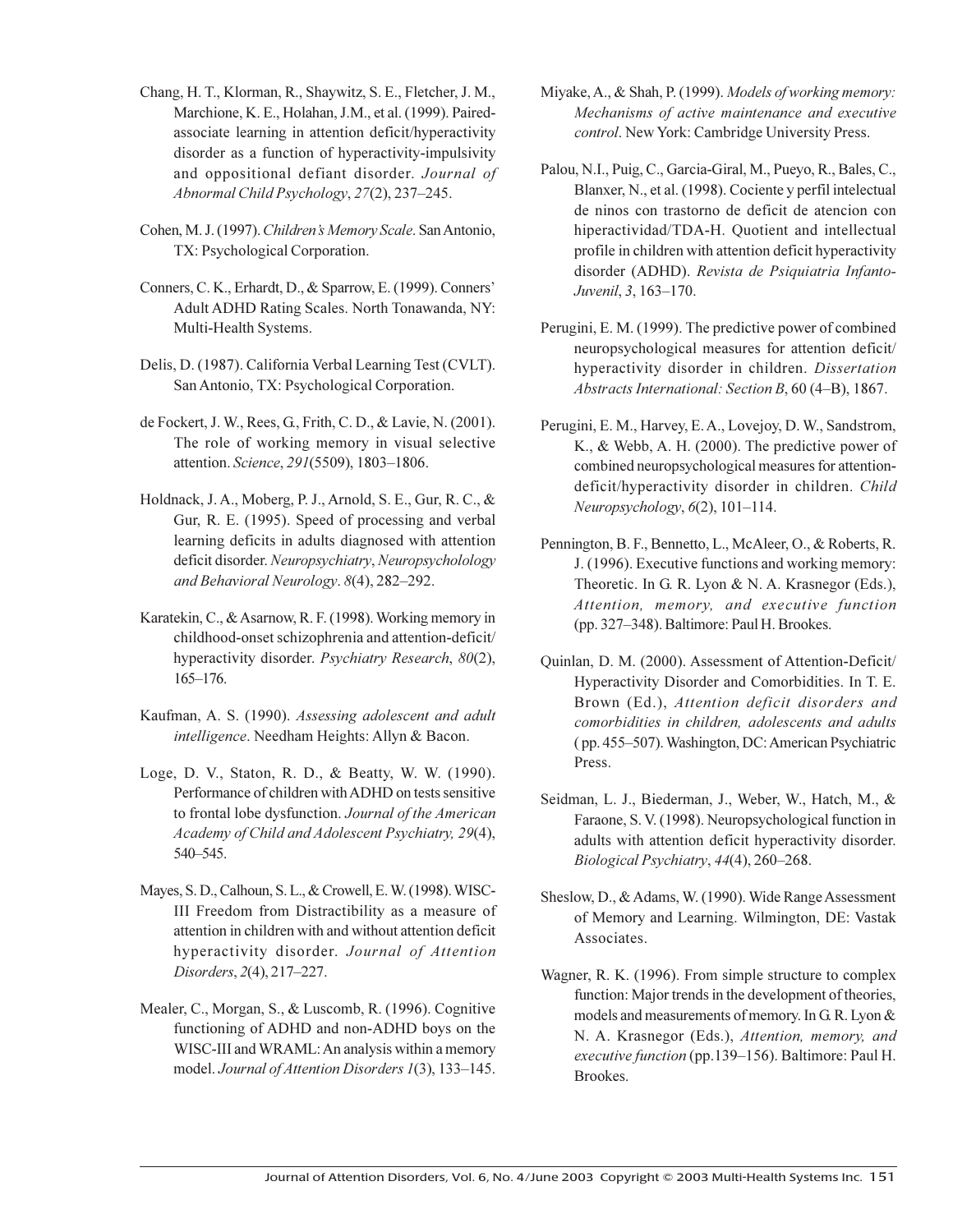Chang, H. T., Klorman, R., Shaywitz, S. E., Fletcher, J. M., Marchione, K. E., Holahan, J.M., et al. (1999). Paired-associate learning in attention deficit/hyperactivity disorder as a function of hyperactivity-impulsivity and oppositional defiant disorder. *Journal of Abnormal Child Psychology*, *27*(2), 237–245.

Cohen, M. J. (1997). *Children's Memory Scale*. San Antonio, TX: Psychological Corporation.

Conners, C. K., Erhardt, D., & Sparrow, E. (1999). Conners' Adult ADHD Rating Scales. North Tonawanda, NY: Multi-Health Systems.

Delis, D. (1987). California Verbal Learning Test (CVLT). San Antonio, TX: Psychological Corporation.

de Fockert, J. W., Rees, G., Frith, C. D., & Lavie, N. (2001). The role of working memory in visual selective attention. *Science*, *291*(5509), 1803–1806.

Holdnack, J. A., Moberg, P. J., Arnold, S. E., Gur, R. C., & Gur, R. E. (1995). Speed of processing and verbal learning deficits in adults diagnosed with attention deficit disorder. *Neuropsychiatry*, *Neuropsycholology and Behavioral Neurology*. *8*(4), 282–292.

Karatekin, C., & Asarnow, R. F. (1998). Working memory in childhood-onset schizophrenia and attention-deficit/hyperactivity disorder. *Psychiatry Research*, *80*(2), 165–176.

Kaufman, A. S. (1990). *Assessing adolescent and adult intelligence*. Needham Heights: Allyn & Bacon.

Loge, D. V., Staton, R. D., & Beatty, W. W. (1990). Performance of children with ADHD on tests sensitive to frontal lobe dysfunction. *Journal of the American Academy of Child and Adolescent Psychiatry, 29*(4), 540–545.

Mayes, S. D., Calhoun, S. L., & Crowell, E. W. (1998). WISC-III Freedom from Distractibility as a measure of attention in children with and without attention deficit hyperactivity disorder. *Journal of Attention Disorders*, *2*(4), 217–227.

Mealer, C., Morgan, S., & Luscomb, R. (1996). Cognitive functioning of ADHD and non-ADHD boys on the WISC-III and WRAML: An analysis within a memory model. *Journal of Attention Disorders 1*(3), 133–145.

Miyake, A., & Shah, P. (1999). *Models of working memory: Mechanisms of active maintenance and executive control*. New York: Cambridge University Press.

Palou, N.I., Puig, C., Garcia-Giral, M., Pueyo, R., Bales, C., Blanxer, N., et al. (1998). Cociente y perfil intelectual de ninos con trastorno de deficit de atencion con hiperactividad/TDA-H. Quotient and intellectual profile in children with attention deficit hyperactivity disorder (ADHD). *Revista de Psiquiatria Infanto-Juvenil*, *3*, 163–170.

Perugini, E. M. (1999). The predictive power of combined neuropsychological measures for attention deficit/hyperactivity disorder in children. *Dissertation Abstracts International: Section B*, 60 (4–B), 1867.

Perugini, E. M., Harvey, E. A., Lovejoy, D. W., Sandstrom, K., & Webb, A. H. (2000). The predictive power of combined neuropsychological measures for attention-deficit/hyperactivity disorder in children. *Child Neuropsychology*, *6*(2), 101–114.

Pennington, B. F., Bennetto, L., McAleer, O., & Roberts, R. J. (1996). Executive functions and working memory: Theoretic. In G. R. Lyon & N. A. Krasnegor (Eds.), *Attention, memory, and executive function* (pp. 327–348). Baltimore: Paul H. Brookes.

Quinlan, D. M. (2000). Assessment of Attention-Deficit/Hyperactivity Disorder and Comorbidities. In T. E. Brown (Ed.), *Attention deficit disorders and comorbidities in children, adolescents and adults* ( pp. 455–507). Washington, DC: American Psychiatric Press.

Seidman, L. J., Biederman, J., Weber, W., Hatch, M., & Faraone, S. V. (1998). Neuropsychological function in adults with attention deficit hyperactivity disorder. *Biological Psychiatry*, *44*(4), 260–268.

Sheslow, D., & Adams, W. (1990). Wide Range Assessment of Memory and Learning. Wilmington, DE: Vastak Associates.

Wagner, R. K. (1996). From simple structure to complex function: Major trends in the development of theories, models and measurements of memory. In G. R. Lyon & N. A. Krasnegor (Eds.), *Attention, memory, and executive function* (pp.139–156). Baltimore: Paul H. Brookes.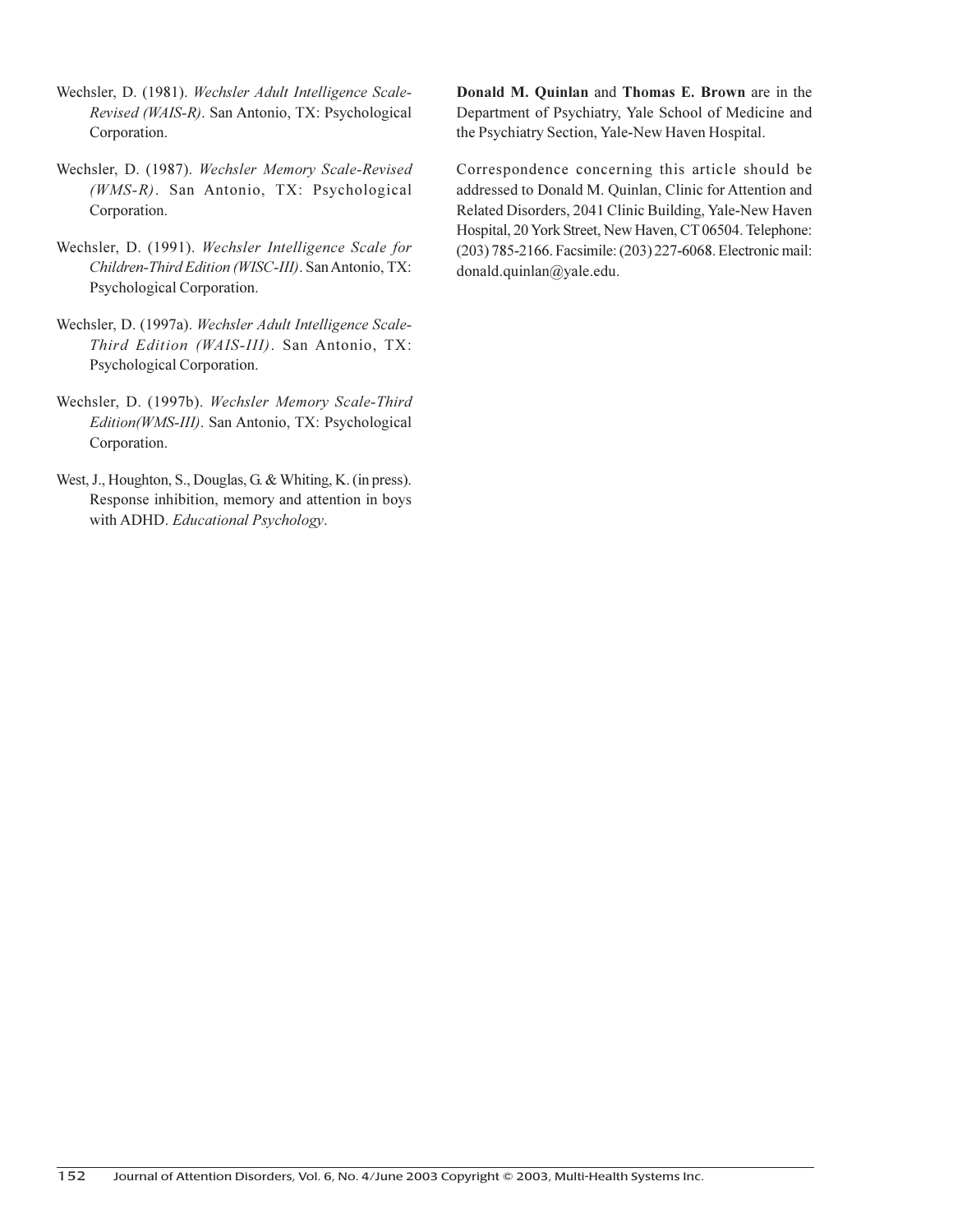Wechsler, D. (1981). *Wechsler Adult Intelligence Scale-Revised (WAIS-R)*. San Antonio, TX: Psychological Corporation.

Wechsler, D. (1987). *Wechsler Memory Scale-Revised (WMS-R)*. San Antonio, TX: Psychological Corporation.

Wechsler, D. (1991). *Wechsler Intelligence Scale for Children-Third Edition (WISC-III)*. San Antonio, TX: Psychological Corporation.

Wechsler, D. (1997a). *Wechsler Adult Intelligence Scale-Third Edition (WAIS-III)*. San Antonio, TX: Psychological Corporation.

Wechsler, D. (1997b). *Wechsler Memory Scale-Third Edition(WMS-III)*. San Antonio, TX: Psychological Corporation.

West, J., Houghton, S., Douglas, G. & Whiting, K. (in press). Response inhibition, memory and attention in boys with ADHD. *Educational Psychology*.

**Donald M. Quinlan** and **Thomas E. Brown** are in the Department of Psychiatry, Yale School of Medicine and the Psychiatry Section, Yale-New Haven Hospital.

Correspondence concerning this article should be addressed to Donald M. Quinlan, Clinic for Attention and Related Disorders, 2041 Clinic Building, Yale-New Haven Hospital, 20 York Street, New Haven, CT 06504. Telephone: (203) 785-2166. Facsimile: (203) 227-6068. Electronic mail: donald.quinlan@yale.edu.